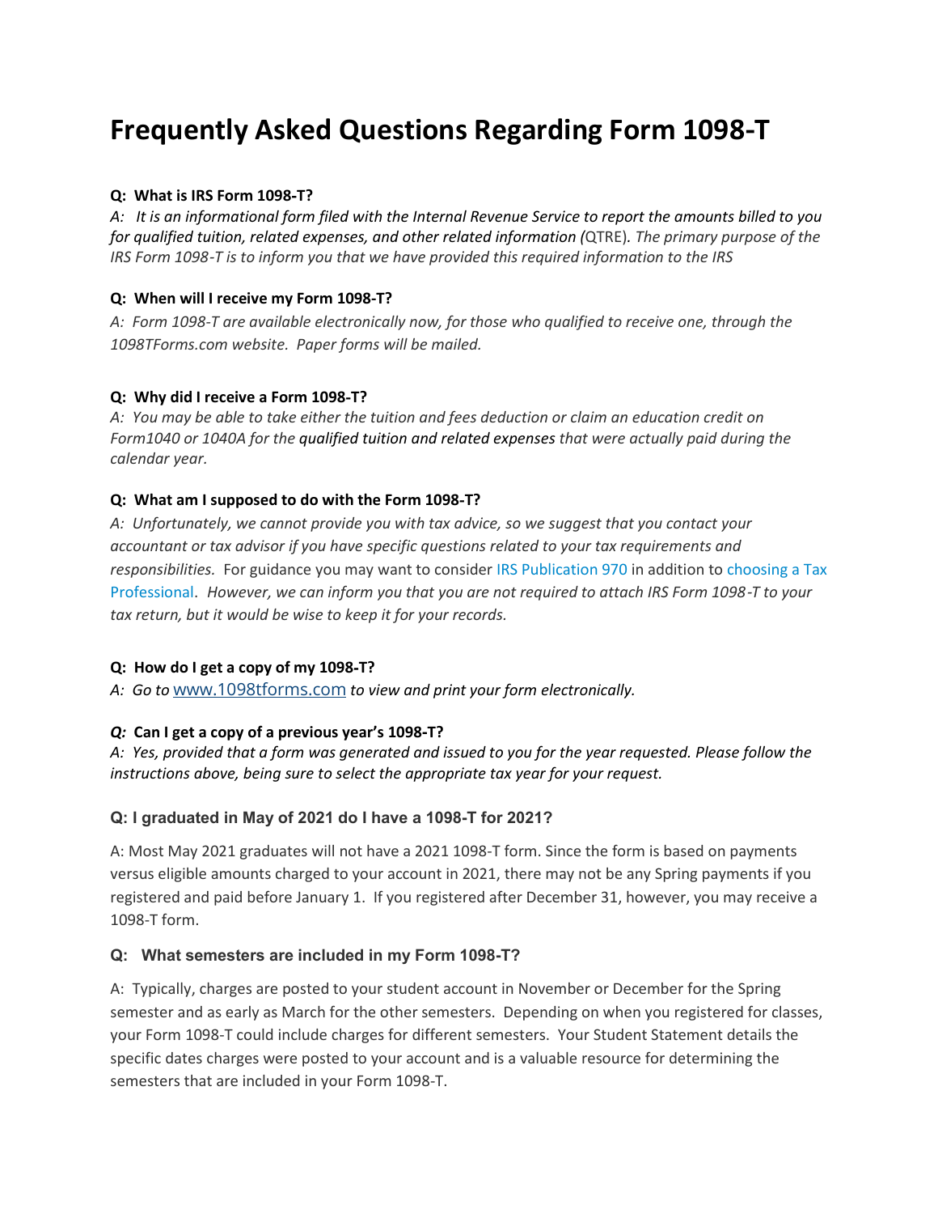# Frequently Asked Questions Regarding Form 1098-T

**Q: What is IRS Form 1098-T?**

*A: It is an informational form filed with the Internal Revenue Service to report the amounts billed to you for qualified tuition, related expenses, and other related information (*QTRE). *The primary purpose of the IRS Form 1098-T is to inform you that we have provided this required information to the IRS*

**Q: When will I receive my Form 1098-T?**

*A: Form 1098-T are available electronically now, for those who qualified to receive one, through the 1098TForms.com website. Paper forms will be mailed.*

**Q: Why did I receive a Form 1098-T?**

*A: You may be able to take either the tuition and fees deduction or claim an education credit on Form1040 or 1040A for the* qualified tuition and related expenses *that were actually paid during the calendar year.*

**Q: What am I supposed to do with the Form 1098-T?**

*A: Unfortunately, we cannot provide you with tax advice, so we suggest that you contact your accountant or tax advisor if you have specific questions related to your tax requirements and responsibilities.* For guidance you may want to consider IRS Publication 970 in addition to choosing a Tax Professional. *However, we can inform you that you are not required to attach IRS Form 1098-T to your tax return, but it would be wise to keep it for your records.*

**Q: How do I get a copy of my 1098-T?**

*A: Go to* www.1098tforms.com *to view and print your form electronically.*

***Q:* Can I get a copy of a previous year's 1098-T?**

*A: Yes, provided that a form was generated and issued to you for the year requested. Please follow the instructions above, being sure to select the appropriate tax year for your request.*

**Q: I graduated in May of 2021 do I have a 1098-T for 2021?**

A: Most May 2021 graduates will not have a 2021 1098-T form. Since the form is based on payments versus eligible amounts charged to your account in 2021, there may not be any Spring payments if you registered and paid before January 1. If you registered after December 31, however, you may receive a 1098-T form.

**Q: What semesters are included in my Form 1098-T?**

A: Typically, charges are posted to your student account in November or December for the Spring semester and as early as March for the other semesters. Depending on when you registered for classes, your Form 1098-T could include charges for different semesters. Your Student Statement details the specific dates charges were posted to your account and is a valuable resource for determining the semesters that are included in your Form 1098-T.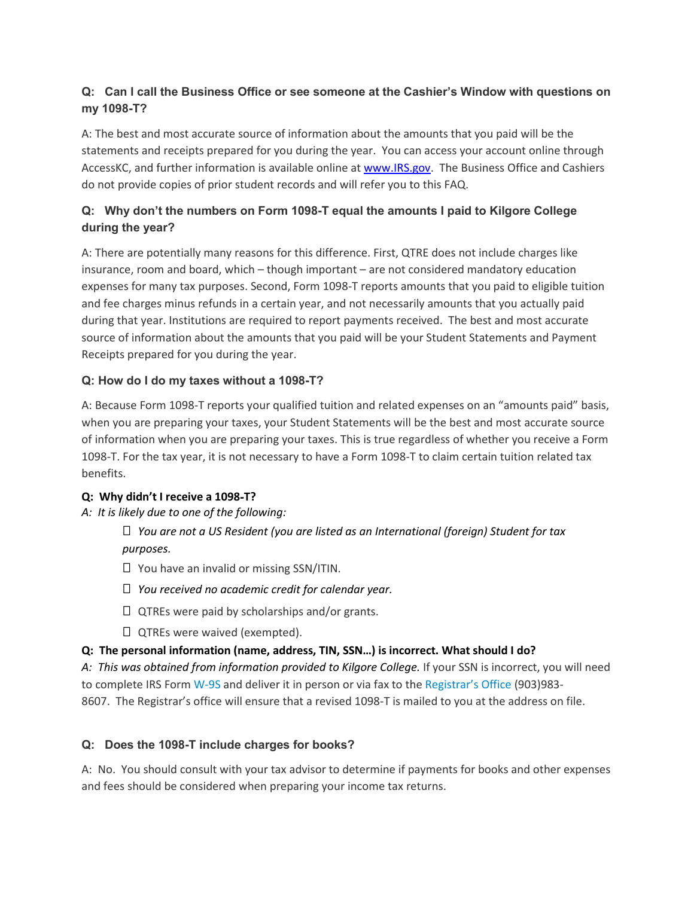### Q: Can I call the Business Office or see someone at the Cashier's Window with questions on my 1098-T?

A: The best and most accurate source of information about the amounts that you paid will be the statements and receipts prepared for you during the year. You can access your account online through AccessKC, and further information is available online at www.IRS.gov. The Business Office and Cashiers do not provide copies of prior student records and will refer you to this FAQ.

### Q: Why don't the numbers on Form 1098-T equal the amounts I paid to Kilgore College during the year?

A: There are potentially many reasons for this difference. First, QTRE does not include charges like insurance, room and board, which – though important – are not considered mandatory education expenses for many tax purposes. Second, Form 1098-T reports amounts that you paid to eligible tuition and fee charges minus refunds in a certain year, and not necessarily amounts that you actually paid during that year. Institutions are required to report payments received. The best and most accurate source of information about the amounts that you paid will be your Student Statements and Payment Receipts prepared for you during the year.

### Q: How do I do my taxes without a 1098-T?

A: Because Form 1098-T reports your qualified tuition and related expenses on an "amounts paid" basis, when you are preparing your taxes, your Student Statements will be the best and most accurate source of information when you are preparing your taxes. This is true regardless of whether you receive a Form 1098-T. For the tax year, it is not necessary to have a Form 1098-T to claim certain tuition related tax benefits.

**Q: Why didn't I receive a 1098-T?**

*A: It is likely due to one of the following:*

- *You are not a US Resident (you are listed as an International (foreign) Student for tax purposes.*
- You have an invalid or missing SSN/ITIN.
- *You received no academic credit for calendar year.*
- QTREs were paid by scholarships and/or grants.
- QTREs were waived (exempted).

**Q: The personal information (name, address, TIN, SSN…) is incorrect. What should I do?**

*A: This was obtained from information provided to Kilgore College.* If your SSN is incorrect, you will need to complete IRS Form W-9S and deliver it in person or via fax to the Registrar's Office (903)983-8607. The Registrar's office will ensure that a revised 1098-T is mailed to you at the address on file.

### Q: Does the 1098-T include charges for books?

A: No. You should consult with your tax advisor to determine if payments for books and other expenses and fees should be considered when preparing your income tax returns.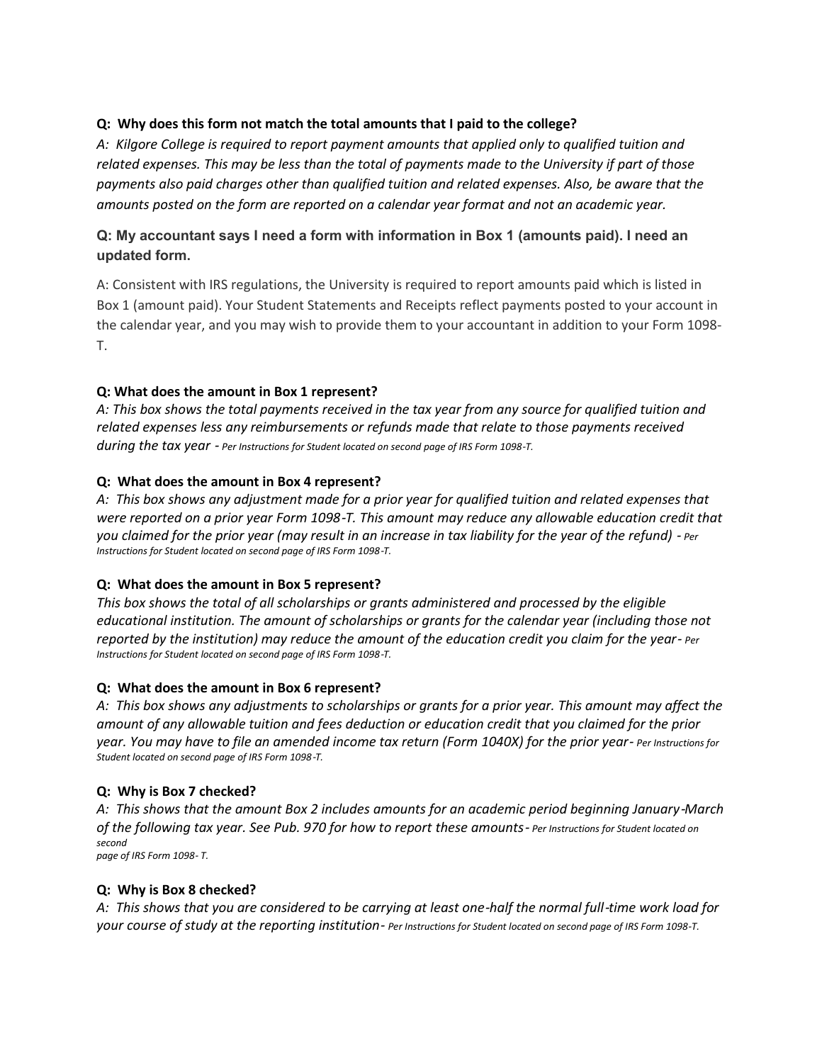**Q: Why does this form not match the total amounts that I paid to the college?**

*A: Kilgore College is required to report payment amounts that applied only to qualified tuition and related expenses. This may be less than the total of payments made to the University if part of those payments also paid charges other than qualified tuition and related expenses. Also, be aware that the amounts posted on the form are reported on a calendar year format and not an academic year.*

**Q: My accountant says I need a form with information in Box 1 (amounts paid). I need an updated form.**

A: Consistent with IRS regulations, the University is required to report amounts paid which is listed in Box 1 (amount paid). Your Student Statements and Receipts reflect payments posted to your account in the calendar year, and you may wish to provide them to your accountant in addition to your Form 1098-T.

**Q: What does the amount in Box 1 represent?**

*A: This box shows the total payments received in the tax year from any source for qualified tuition and related expenses less any reimbursements or refunds made that relate to those payments received during the tax year - Per Instructions for Student located on second page of IRS Form 1098-T.*

**Q: What does the amount in Box 4 represent?**

*A: This box shows any adjustment made for a prior year for qualified tuition and related expenses that were reported on a prior year Form 1098-T. This amount may reduce any allowable education credit that you claimed for the prior year (may result in an increase in tax liability for the year of the refund) - Per Instructions for Student located on second page of IRS Form 1098-T.*

**Q: What does the amount in Box 5 represent?**

*This box shows the total of all scholarships or grants administered and processed by the eligible educational institution. The amount of scholarships or grants for the calendar year (including those not reported by the institution) may reduce the amount of the education credit you claim for the year- Per Instructions for Student located on second page of IRS Form 1098-T.*

**Q: What does the amount in Box 6 represent?**

*A: This box shows any adjustments to scholarships or grants for a prior year. This amount may affect the amount of any allowable tuition and fees deduction or education credit that you claimed for the prior year. You may have to file an amended income tax return (Form 1040X) for the prior year- Per Instructions for Student located on second page of IRS Form 1098-T.*

**Q: Why is Box 7 checked?**

*A: This shows that the amount Box 2 includes amounts for an academic period beginning January-March of the following tax year. See Pub. 970 for how to report these amounts- Per Instructions for Student located on second page of IRS Form 1098- T.*

**Q: Why is Box 8 checked?**

*A: This shows that you are considered to be carrying at least one-half the normal full-time work load for your course of study at the reporting institution- Per Instructions for Student located on second page of IRS Form 1098-T.*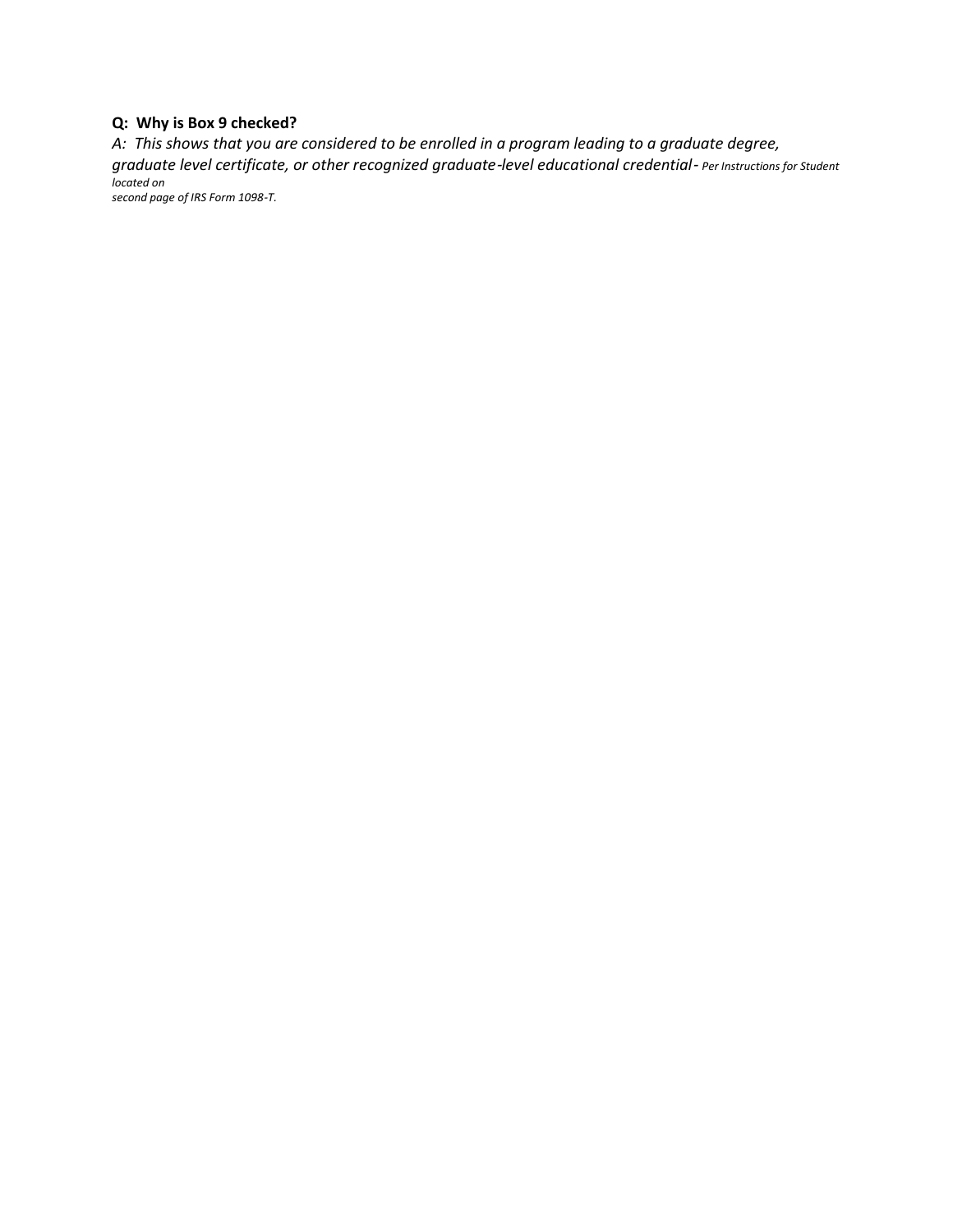**Q: Why is Box 9 checked?**

*A: This shows that you are considered to be enrolled in a program leading to a graduate degree, graduate level certificate, or other recognized graduate-level educational credential- Per Instructions for Student located on second page of IRS Form 1098-T.*